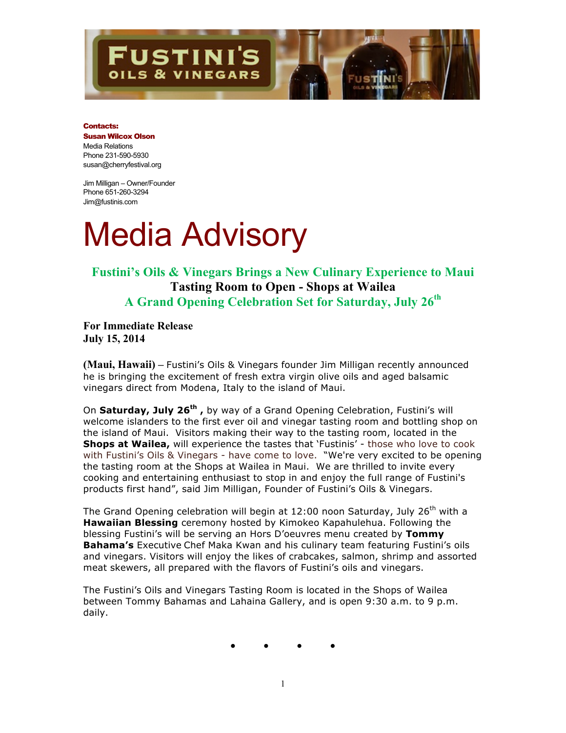**Contacts:**
**Susan Wilcox Olson**
Media Relations
Phone 231-590-5930
susan@cherryfestival.org

Jim Milligan – Owner/Founder
Phone 651-260-3294
Jim@fustinis.com

# Media Advisory

## Fustini's Oils & Vinegars Brings a New Culinary Experience to Maui
## Tasting Room to Open - Shops at Wailea
## A Grand Opening Celebration Set for Saturday, July 26th

**For Immediate Release**
**July 15, 2014**

**(Maui, Hawaii)** – Fustini's Oils & Vinegars founder Jim Milligan recently announced he is bringing the excitement of fresh extra virgin olive oils and aged balsamic vinegars direct from Modena, Italy to the island of Maui.

On **Saturday, July 26th ,** by way of a Grand Opening Celebration, Fustini's will welcome islanders to the first ever oil and vinegar tasting room and bottling shop on the island of Maui. Visitors making their way to the tasting room, located in the **Shops at Wailea,** will experience the tastes that 'Fustinis' - those who love to cook with Fustini's Oils & Vinegars - have come to love. "We're very excited to be opening the tasting room at the Shops at Wailea in Maui. We are thrilled to invite every cooking and entertaining enthusiast to stop in and enjoy the full range of Fustini's products first hand", said Jim Milligan, Founder of Fustini's Oils & Vinegars.

The Grand Opening celebration will begin at 12:00 noon Saturday, July 26th with a **Hawaiian Blessing** ceremony hosted by Kimokeo Kapahulehua. Following the blessing Fustini's will be serving an Hors D'oeuvres menu created by **Tommy Bahama's** Executive Chef Maka Kwan and his culinary team featuring Fustini's oils and vinegars. Visitors will enjoy the likes of crabcakes, salmon, shrimp and assorted meat skewers, all prepared with the flavors of Fustini's oils and vinegars.

The Fustini's Oils and Vinegars Tasting Room is located in the Shops of Wailea between Tommy Bahamas and Lahaina Gallery, and is open 9:30 a.m. to 9 p.m. daily.

• • • •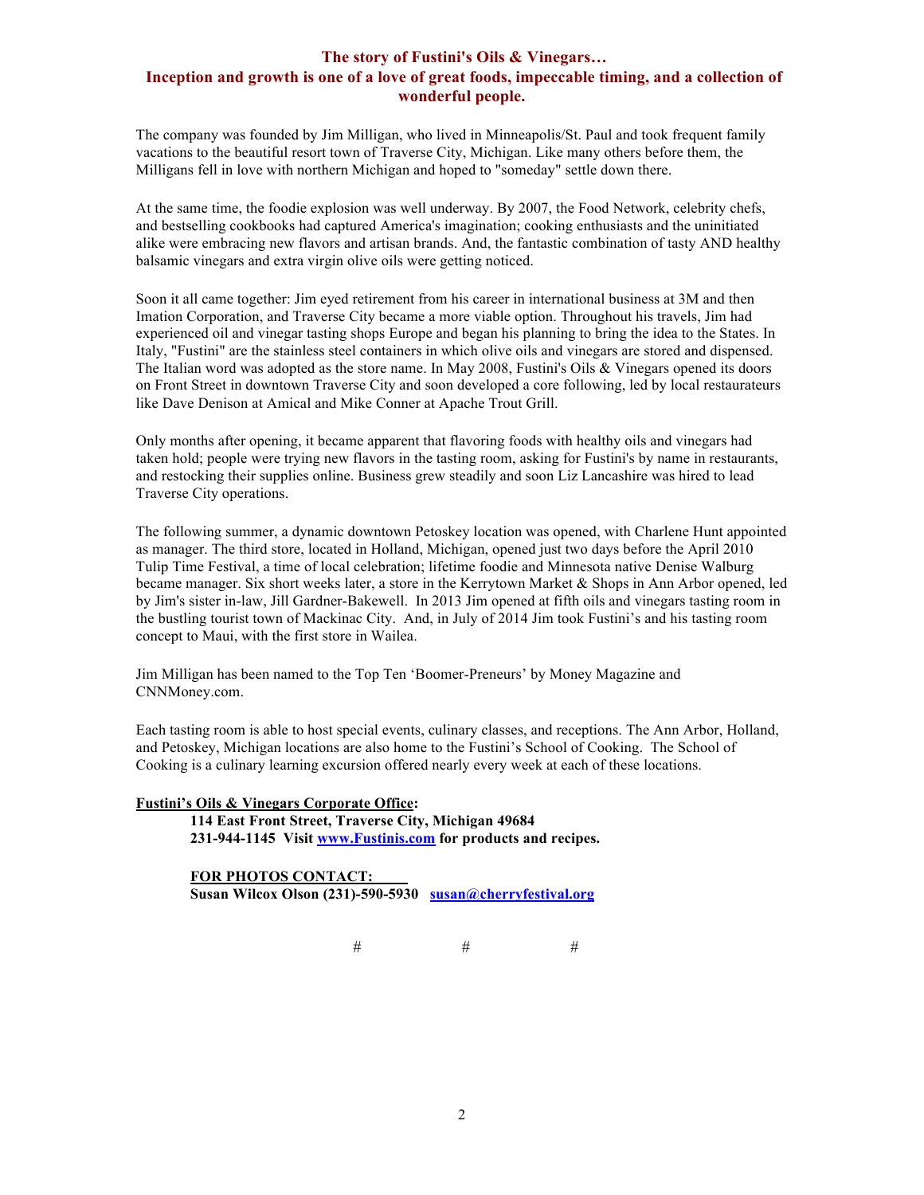## The story of Fustini's Oils & Vinegars…
## Inception and growth is one of a love of great foods, impeccable timing, and a collection of wonderful people.

The company was founded by Jim Milligan, who lived in Minneapolis/St. Paul and took frequent family vacations to the beautiful resort town of Traverse City, Michigan. Like many others before them, the Milligans fell in love with northern Michigan and hoped to "someday" settle down there.

At the same time, the foodie explosion was well underway. By 2007, the Food Network, celebrity chefs, and bestselling cookbooks had captured America's imagination; cooking enthusiasts and the uninitiated alike were embracing new flavors and artisan brands. And, the fantastic combination of tasty AND healthy balsamic vinegars and extra virgin olive oils were getting noticed.

Soon it all came together: Jim eyed retirement from his career in international business at 3M and then Imation Corporation, and Traverse City became a more viable option. Throughout his travels, Jim had experienced oil and vinegar tasting shops Europe and began his planning to bring the idea to the States. In Italy, "Fustini" are the stainless steel containers in which olive oils and vinegars are stored and dispensed. The Italian word was adopted as the store name. In May 2008, Fustini's Oils & Vinegars opened its doors on Front Street in downtown Traverse City and soon developed a core following, led by local restaurateurs like Dave Denison at Amical and Mike Conner at Apache Trout Grill.

Only months after opening, it became apparent that flavoring foods with healthy oils and vinegars had taken hold; people were trying new flavors in the tasting room, asking for Fustini's by name in restaurants, and restocking their supplies online. Business grew steadily and soon Liz Lancashire was hired to lead Traverse City operations.

The following summer, a dynamic downtown Petoskey location was opened, with Charlene Hunt appointed as manager. The third store, located in Holland, Michigan, opened just two days before the April 2010 Tulip Time Festival, a time of local celebration; lifetime foodie and Minnesota native Denise Walburg became manager. Six short weeks later, a store in the Kerrytown Market & Shops in Ann Arbor opened, led by Jim's sister in-law, Jill Gardner-Bakewell. In 2013 Jim opened at fifth oils and vinegars tasting room in the bustling tourist town of Mackinac City. And, in July of 2014 Jim took Fustini's and his tasting room concept to Maui, with the first store in Wailea.

Jim Milligan has been named to the Top Ten 'Boomer-Preneurs' by Money Magazine and CNNMoney.com.

Each tasting room is able to host special events, culinary classes, and receptions. The Ann Arbor, Holland, and Petoskey, Michigan locations are also home to the Fustini's School of Cooking. The School of Cooking is a culinary learning excursion offered nearly every week at each of these locations.

**Fustini's Oils & Vinegars Corporate Office:**

**114 East Front Street, Traverse City, Michigan 49684**
**231-944-1145 Visit [www.Fustinis.com](http://www.Fustinis.com) for products and recipes.**

**FOR PHOTOS CONTACT:**
**Susan Wilcox Olson (231)-590-5930 [susan@cherryfestival.org](mailto:susan@cherryfestival.org)**

# # #